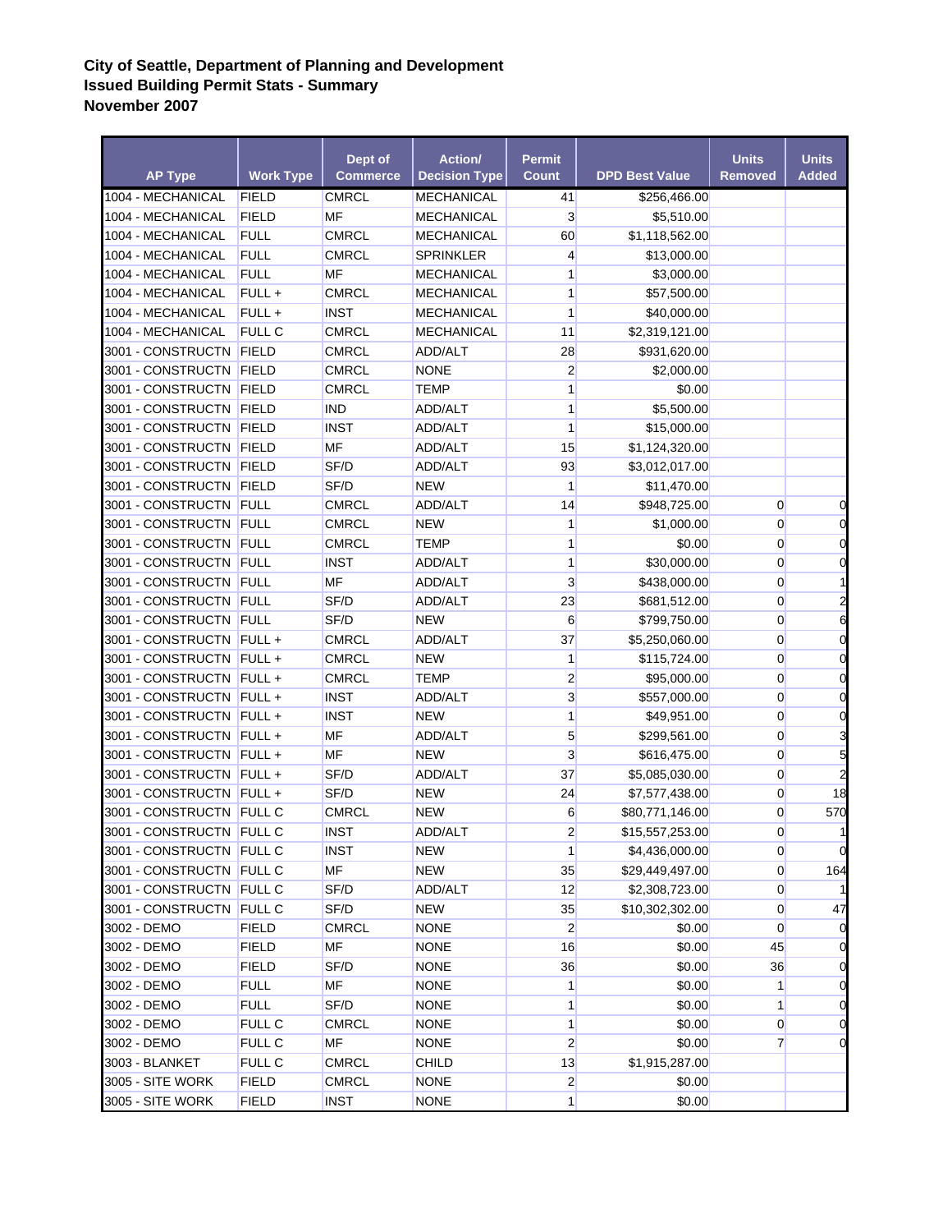**City of Seattle, Department of Planning and Development**
**Issued Building Permit Stats - Summary**
**November 2007**

| AP Type | Work Type | Dept of Commerce | Action/ Decision Type | Permit Count | DPD Best Value | Units Removed | Units Added |
|---|---|---|---|---|---|---|---|
| 1004 - MECHANICAL | FIELD | CMRCL | MECHANICAL | 41 | $256,466.00 | | |
| 1004 - MECHANICAL | FIELD | MF | MECHANICAL | 3 | $5,510.00 | | |
| 1004 - MECHANICAL | FULL | CMRCL | MECHANICAL | 60 | $1,118,562.00 | | |
| 1004 - MECHANICAL | FULL | CMRCL | SPRINKLER | 4 | $13,000.00 | | |
| 1004 - MECHANICAL | FULL | MF | MECHANICAL | 1 | $3,000.00 | | |
| 1004 - MECHANICAL | FULL + | CMRCL | MECHANICAL | 1 | $57,500.00 | | |
| 1004 - MECHANICAL | FULL + | INST | MECHANICAL | 1 | $40,000.00 | | |
| 1004 - MECHANICAL | FULL C | CMRCL | MECHANICAL | 11 | $2,319,121.00 | | |
| 3001 - CONSTRUCTN | FIELD | CMRCL | ADD/ALT | 28 | $931,620.00 | | |
| 3001 - CONSTRUCTN | FIELD | CMRCL | NONE | 2 | $2,000.00 | | |
| 3001 - CONSTRUCTN | FIELD | CMRCL | TEMP | 1 | $0.00 | | |
| 3001 - CONSTRUCTN | FIELD | IND | ADD/ALT | 1 | $5,500.00 | | |
| 3001 - CONSTRUCTN | FIELD | INST | ADD/ALT | 1 | $15,000.00 | | |
| 3001 - CONSTRUCTN | FIELD | MF | ADD/ALT | 15 | $1,124,320.00 | | |
| 3001 - CONSTRUCTN | FIELD | SF/D | ADD/ALT | 93 | $3,012,017.00 | | |
| 3001 - CONSTRUCTN | FIELD | SF/D | NEW | 1 | $11,470.00 | | |
| 3001 - CONSTRUCTN | FULL | CMRCL | ADD/ALT | 14 | $948,725.00 | 0 | 0 |
| 3001 - CONSTRUCTN | FULL | CMRCL | NEW | 1 | $1,000.00 | 0 | 0 |
| 3001 - CONSTRUCTN | FULL | CMRCL | TEMP | 1 | $0.00 | 0 | 0 |
| 3001 - CONSTRUCTN | FULL | INST | ADD/ALT | 1 | $30,000.00 | 0 | 0 |
| 3001 - CONSTRUCTN | FULL | MF | ADD/ALT | 3 | $438,000.00 | 0 | 1 |
| 3001 - CONSTRUCTN | FULL | SF/D | ADD/ALT | 23 | $681,512.00 | 0 | 2 |
| 3001 - CONSTRUCTN | FULL | SF/D | NEW | 6 | $799,750.00 | 0 | 6 |
| 3001 - CONSTRUCTN | FULL + | CMRCL | ADD/ALT | 37 | $5,250,060.00 | 0 | 0 |
| 3001 - CONSTRUCTN | FULL + | CMRCL | NEW | 1 | $115,724.00 | 0 | 0 |
| 3001 - CONSTRUCTN | FULL + | CMRCL | TEMP | 2 | $95,000.00 | 0 | 0 |
| 3001 - CONSTRUCTN | FULL + | INST | ADD/ALT | 3 | $557,000.00 | 0 | 0 |
| 3001 - CONSTRUCTN | FULL + | INST | NEW | 1 | $49,951.00 | 0 | 0 |
| 3001 - CONSTRUCTN | FULL + | MF | ADD/ALT | 5 | $299,561.00 | 0 | 3 |
| 3001 - CONSTRUCTN | FULL + | MF | NEW | 3 | $616,475.00 | 0 | 5 |
| 3001 - CONSTRUCTN | FULL + | SF/D | ADD/ALT | 37 | $5,085,030.00 | 0 | 2 |
| 3001 - CONSTRUCTN | FULL + | SF/D | NEW | 24 | $7,577,438.00 | 0 | 18 |
| 3001 - CONSTRUCTN | FULL C | CMRCL | NEW | 6 | $80,771,146.00 | 0 | 570 |
| 3001 - CONSTRUCTN | FULL C | INST | ADD/ALT | 2 | $15,557,253.00 | 0 | 1 |
| 3001 - CONSTRUCTN | FULL C | INST | NEW | 1 | $4,436,000.00 | 0 | 0 |
| 3001 - CONSTRUCTN | FULL C | MF | NEW | 35 | $29,449,497.00 | 0 | 164 |
| 3001 - CONSTRUCTN | FULL C | SF/D | ADD/ALT | 12 | $2,308,723.00 | 0 | 1 |
| 3001 - CONSTRUCTN | FULL C | SF/D | NEW | 35 | $10,302,302.00 | 0 | 47 |
| 3002 - DEMO | FIELD | CMRCL | NONE | 2 | $0.00 | 0 | 0 |
| 3002 - DEMO | FIELD | MF | NONE | 16 | $0.00 | 45 | 0 |
| 3002 - DEMO | FIELD | SF/D | NONE | 36 | $0.00 | 36 | 0 |
| 3002 - DEMO | FULL | MF | NONE | 1 | $0.00 | 1 | 0 |
| 3002 - DEMO | FULL | SF/D | NONE | 1 | $0.00 | 1 | 0 |
| 3002 - DEMO | FULL C | CMRCL | NONE | 1 | $0.00 | 0 | 0 |
| 3002 - DEMO | FULL C | MF | NONE | 2 | $0.00 | 7 | 0 |
| 3003 - BLANKET | FULL C | CMRCL | CHILD | 13 | $1,915,287.00 | | |
| 3005 - SITE WORK | FIELD | CMRCL | NONE | 2 | $0.00 | | |
| 3005 - SITE WORK | FIELD | INST | NONE | 1 | $0.00 | | |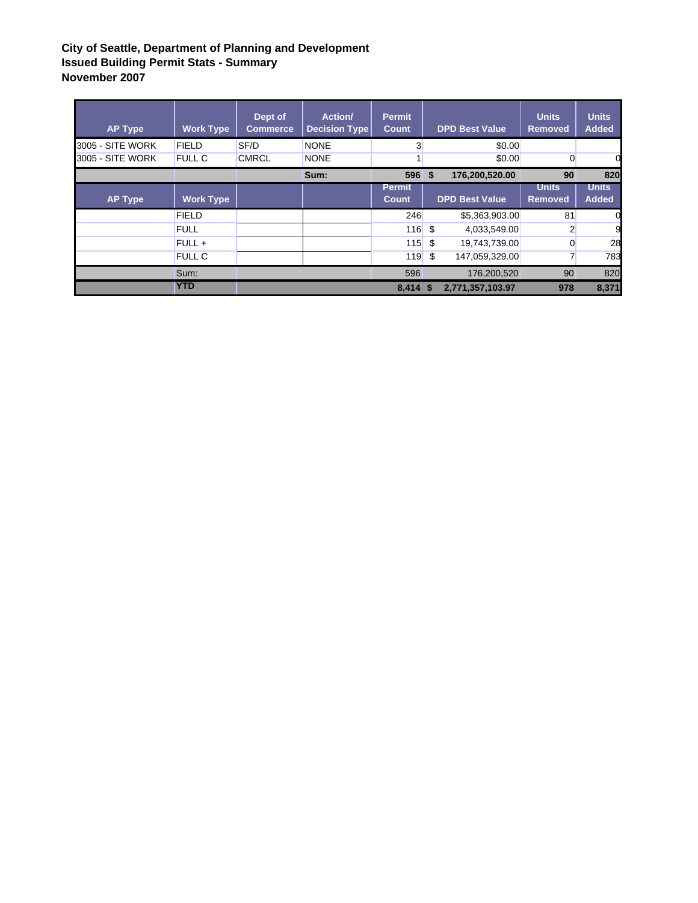**City of Seattle, Department of Planning and Development**
**Issued Building Permit Stats - Summary**
**November 2007**

| AP Type | Work Type | Dept of Commerce | Action/ Decision Type | Permit Count | DPD Best Value | Units Removed | Units Added |
|---|---|---|---|---|---|---|---|
| 3005 - SITE WORK | FIELD | SF/D | NONE | 3 | $0.00 | | |
| 3005 - SITE WORK | FULL C | CMRCL | NONE | 1 | $0.00 | 0 | 0 |
| | | | **Sum:** | **596** | **$ 176,200,520.00** | **90** | **820** |
| **AP Type** | **Work Type** | | | **Permit Count** | **DPD Best Value** | **Units Removed** | **Units Added** |
| | FIELD | | | 246 | $5,363,903.00 | 81 | 0 |
| | FULL | | | 116 | $ 4,033,549.00 | 2 | 9 |
| | FULL + | | | 115 | $ 19,743,739.00 | 0 | 28 |
| | FULL C | | | 119 | $ 147,059,329.00 | 7 | 783 |
| | Sum: | | | 596 | 176,200,520 | 90 | 820 |
| | **YTD** | | | **8,414** | **$ 2,771,357,103.97** | **978** | **8,371** |